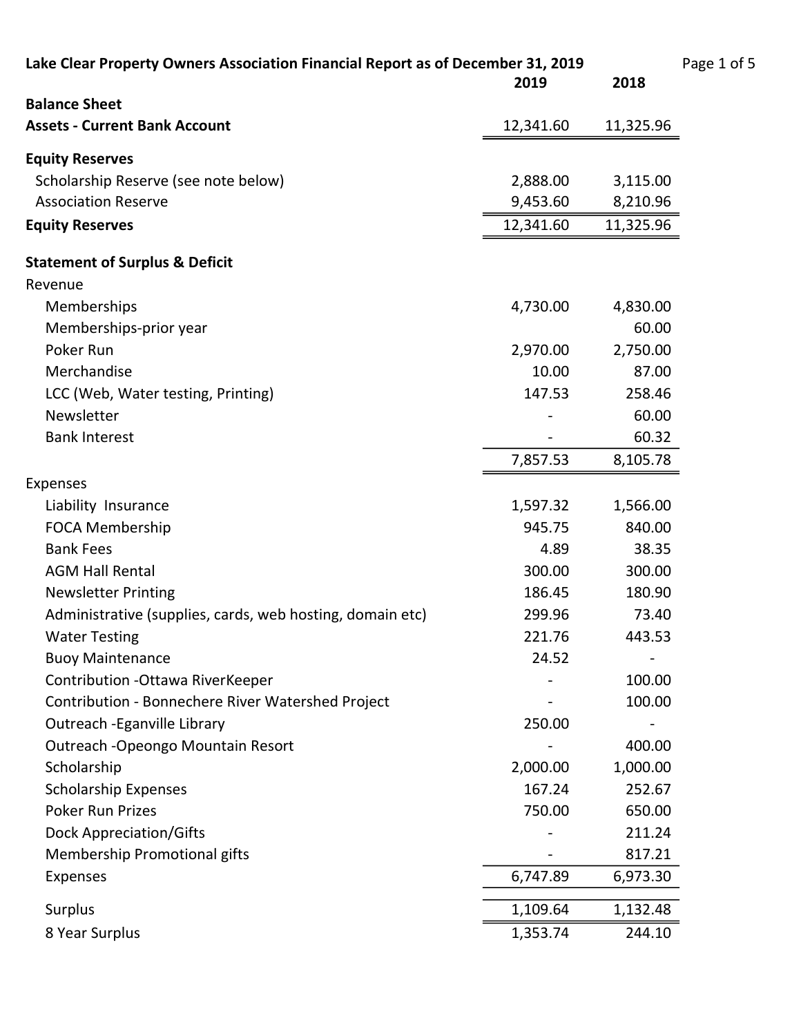**Lake Clear Property Owners Association Financial Report as of December 31, 2019**

| | 2019 | 2018 |
|---|---|---|
| **Balance Sheet** | | |
| **Assets - Current Bank Account** | 12,341.60 | 11,325.96 |
| | | |
| **Equity Reserves** | | |
| Scholarship Reserve (see note below) | 2,888.00 | 3,115.00 |
| Association Reserve | 9,453.60 | 8,210.96 |
| **Equity Reserves** | 12,341.60 | 11,325.96 |
| | | |
| **Statement of Surplus & Deficit** | | |
| Revenue | | |
| Memberships | 4,730.00 | 4,830.00 |
| Memberships-prior year | | 60.00 |
| Poker Run | 2,970.00 | 2,750.00 |
| Merchandise | 10.00 | 87.00 |
| LCC (Web, Water testing, Printing) | 147.53 | 258.46 |
| Newsletter | - | 60.00 |
| Bank Interest | - | 60.32 |
| | 7,857.53 | 8,105.78 |
| Expenses | | |
| Liability Insurance | 1,597.32 | 1,566.00 |
| FOCA Membership | 945.75 | 840.00 |
| Bank Fees | 4.89 | 38.35 |
| AGM Hall Rental | 300.00 | 300.00 |
| Newsletter Printing | 186.45 | 180.90 |
| Administrative (supplies, cards, web hosting, domain etc) | 299.96 | 73.40 |
| Water Testing | 221.76 | 443.53 |
| Buoy Maintenance | 24.52 | - |
| Contribution -Ottawa RiverKeeper | - | 100.00 |
| Contribution - Bonnechere River Watershed Project | - | 100.00 |
| Outreach -Eganville Library | 250.00 | - |
| Outreach -Opeongo Mountain Resort | - | 400.00 |
| Scholarship | 2,000.00 | 1,000.00 |
| Scholarship Expenses | 167.24 | 252.67 |
| Poker Run Prizes | 750.00 | 650.00 |
| Dock Appreciation/Gifts | - | 211.24 |
| Membership Promotional gifts | - | 817.21 |
| Expenses | 6,747.89 | 6,973.30 |
| | | |
| Surplus | 1,109.64 | 1,132.48 |
| 8 Year Surplus | 1,353.74 | 244.10 |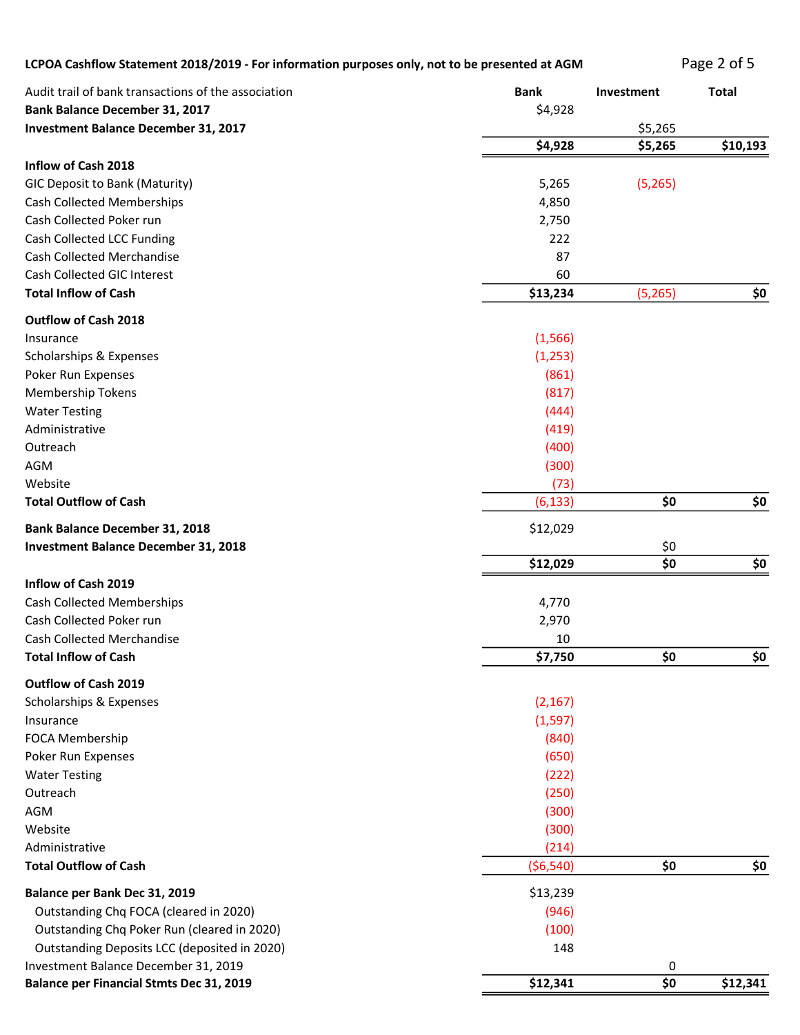**LCPOA Cashflow Statement 2018/2019 - For information purposes only, not to be presented at AGM**

| Audit trail of bank transactions of the association | Bank | Investment | Total |
|---|---|---|---|
| **Bank Balance December 31, 2017** | $4,928 | | |
| **Investment Balance December 31, 2017** | | $5,265 | |
| | **$4,928** | **$5,265** | **$10,193** |
| **Inflow of Cash 2018** | | | |
| GIC Deposit to Bank (Maturity) | 5,265 | (5,265) | |
| Cash Collected Memberships | 4,850 | | |
| Cash Collected Poker run | 2,750 | | |
| Cash Collected LCC Funding | 222 | | |
| Cash Collected Merchandise | 87 | | |
| Cash Collected GIC Interest | 60 | | |
| **Total Inflow of Cash** | **$13,234** | (5,265) | **$0** |
| **Outflow of Cash 2018** | | | |
| Insurance | (1,566) | | |
| Scholarships & Expenses | (1,253) | | |
| Poker Run Expenses | (861) | | |
| Membership Tokens | (817) | | |
| Water Testing | (444) | | |
| Administrative | (419) | | |
| Outreach | (400) | | |
| AGM | (300) | | |
| Website | (73) | | |
| **Total Outflow of Cash** | (6,133) | **$0** | **$0** |
| **Bank Balance December 31, 2018** | $12,029 | | |
| **Investment Balance December 31, 2018** | | $0 | |
| | **$12,029** | **$0** | **$0** |
| **Inflow of Cash 2019** | | | |
| Cash Collected Memberships | 4,770 | | |
| Cash Collected Poker run | 2,970 | | |
| Cash Collected Merchandise | 10 | | |
| **Total Inflow of Cash** | **$7,750** | **$0** | **$0** |
| **Outflow of Cash 2019** | | | |
| Scholarships & Expenses | (2,167) | | |
| Insurance | (1,597) | | |
| FOCA Membership | (840) | | |
| Poker Run Expenses | (650) | | |
| Water Testing | (222) | | |
| Outreach | (250) | | |
| AGM | (300) | | |
| Website | (300) | | |
| Administrative | (214) | | |
| **Total Outflow of Cash** | ($6,540) | **$0** | **$0** |
| **Balance per Bank Dec 31, 2019** | $13,239 | | |
| Outstanding Chq FOCA (cleared in 2020) | (946) | | |
| Outstanding Chq Poker Run (cleared in 2020) | (100) | | |
| Outstanding Deposits LCC (deposited in 2020) | 148 | | |
| Investment Balance December 31, 2019 | | 0 | |
| **Balance per Financial Stmts Dec 31, 2019** | **$12,341** | **$0** | **$12,341** |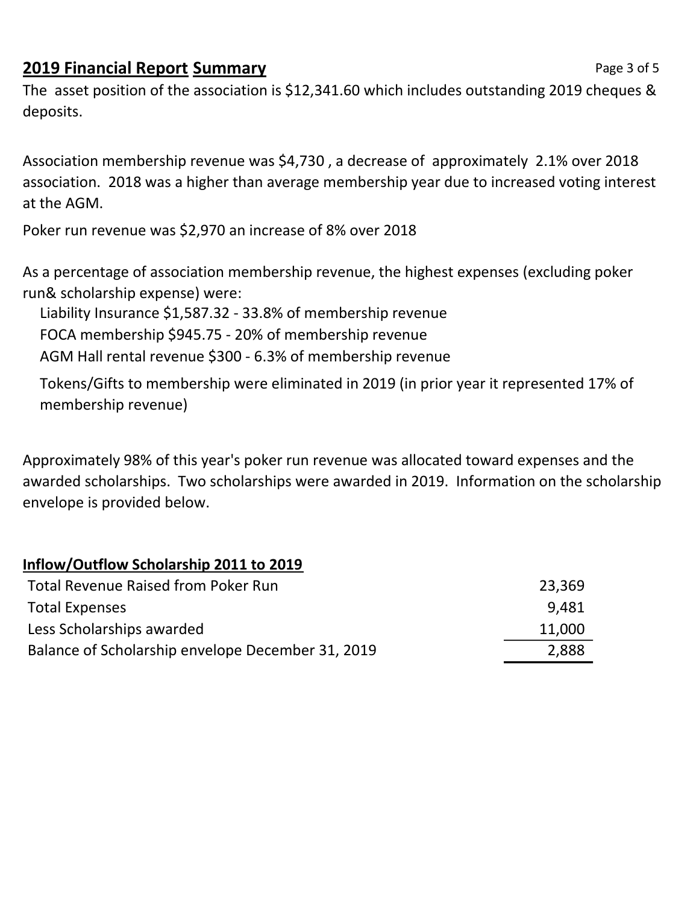## **2019 Financial Report Summary**

The asset position of the association is $12,341.60 which includes outstanding 2019 cheques & deposits.

Association membership revenue was $4,730 , a decrease of approximately 2.1% over 2018 association. 2018 was a higher than average membership year due to increased voting interest at the AGM.

Poker run revenue was $2,970 an increase of 8% over 2018

As a percentage of association membership revenue, the highest expenses (excluding poker run& scholarship expense) were:

- Liability Insurance $1,587.32 - 33.8% of membership revenue
- FOCA membership $945.75 - 20% of membership revenue
- AGM Hall rental revenue $300 - 6.3% of membership revenue
- Tokens/Gifts to membership were eliminated in 2019 (in prior year it represented 17% of membership revenue)

Approximately 98% of this year's poker run revenue was allocated toward expenses and the awarded scholarships. Two scholarships were awarded in 2019. Information on the scholarship envelope is provided below.

**Inflow/Outflow Scholarship 2011 to 2019**

| | |
|---|---|
| Total Revenue Raised from Poker Run | 23,369 |
| Total Expenses | 9,481 |
| Less Scholarships awarded | 11,000 |
| Balance of Scholarship envelope December 31, 2019 | 2,888 |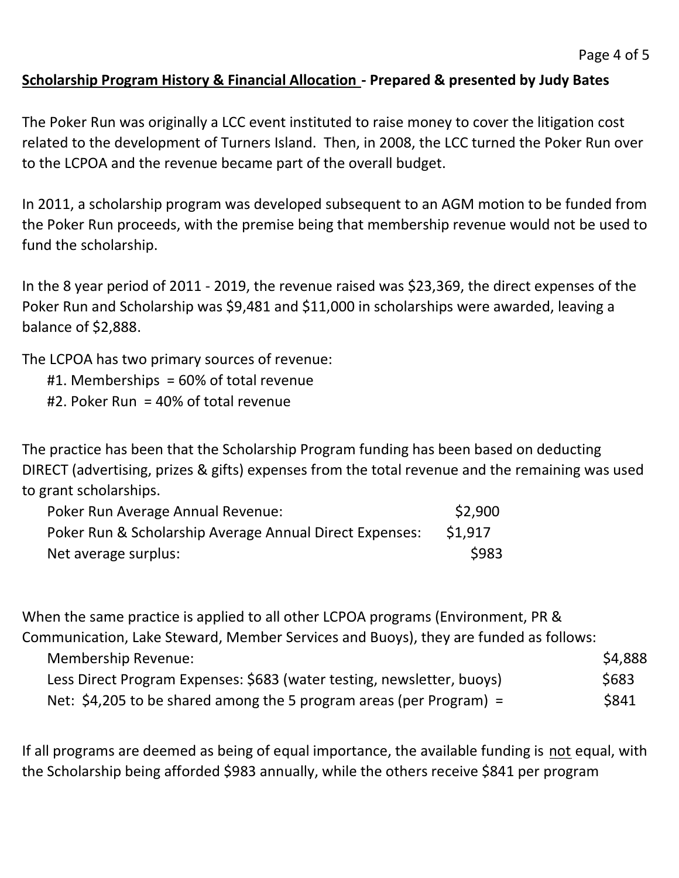## Scholarship Program History & Financial Allocation - Prepared & presented by Judy Bates

The Poker Run was originally a LCC event instituted to raise money to cover the litigation cost related to the development of Turners Island. Then, in 2008, the LCC turned the Poker Run over to the LCPOA and the revenue became part of the overall budget.

In 2011, a scholarship program was developed subsequent to an AGM motion to be funded from the Poker Run proceeds, with the premise being that membership revenue would not be used to fund the scholarship.

In the 8 year period of 2011 - 2019, the revenue raised was $23,369, the direct expenses of the Poker Run and Scholarship was $9,481 and $11,000 in scholarships were awarded, leaving a balance of $2,888.

The LCPOA has two primary sources of revenue:

- #1. Memberships = 60% of total revenue
- #2. Poker Run = 40% of total revenue

The practice has been that the Scholarship Program funding has been based on deducting DIRECT (advertising, prizes & gifts) expenses from the total revenue and the remaining was used to grant scholarships.

| | |
|---|---|
| Poker Run Average Annual Revenue: | $2,900 |
| Poker Run & Scholarship Average Annual Direct Expenses: | $1,917 |
| Net average surplus: | $983 |

When the same practice is applied to all other LCPOA programs (Environment, PR & Communication, Lake Steward, Member Services and Buoys), they are funded as follows:

| | |
|---|---|
| Membership Revenue: | $4,888 |
| Less Direct Program Expenses: $683 (water testing, newsletter, buoys) | $683 |
| Net: $4,205 to be shared among the 5 program areas (per Program) = | $841 |

If all programs are deemed as being of equal importance, the available funding is not equal, with the Scholarship being afforded $983 annually, while the others receive $841 per program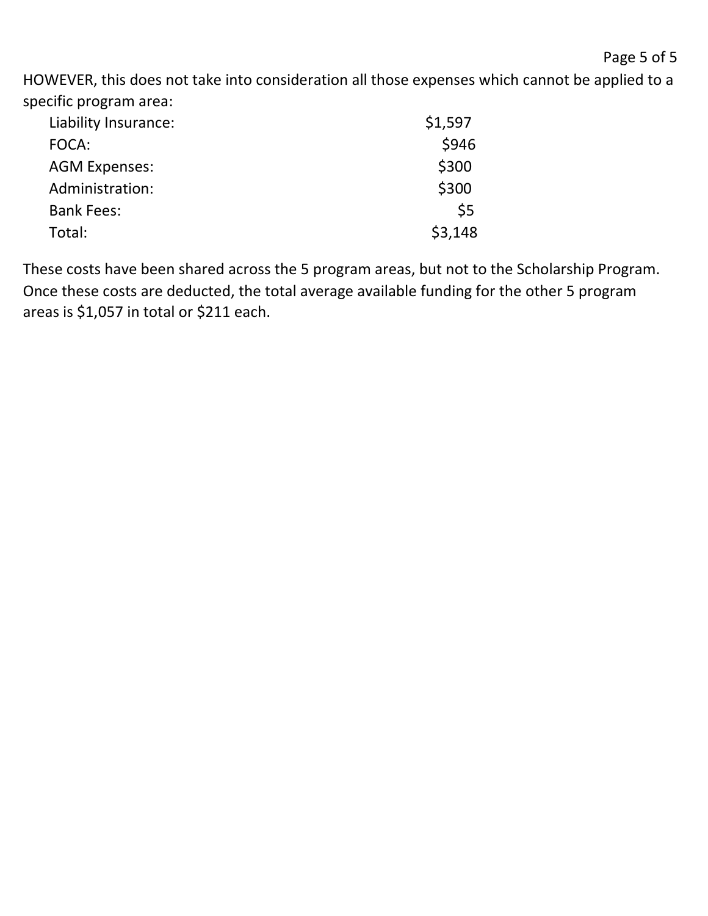HOWEVER, this does not take into consideration all those expenses which cannot be applied to a specific program area:

| | |
|---|---|
| Liability Insurance: | $1,597 |
| FOCA: | $946 |
| AGM Expenses: | $300 |
| Administration: | $300 |
| Bank Fees: | $5 |
| Total: | $3,148 |

These costs have been shared across the 5 program areas, but not to the Scholarship Program. Once these costs are deducted, the total average available funding for the other 5 program areas is $1,057 in total or $211 each.